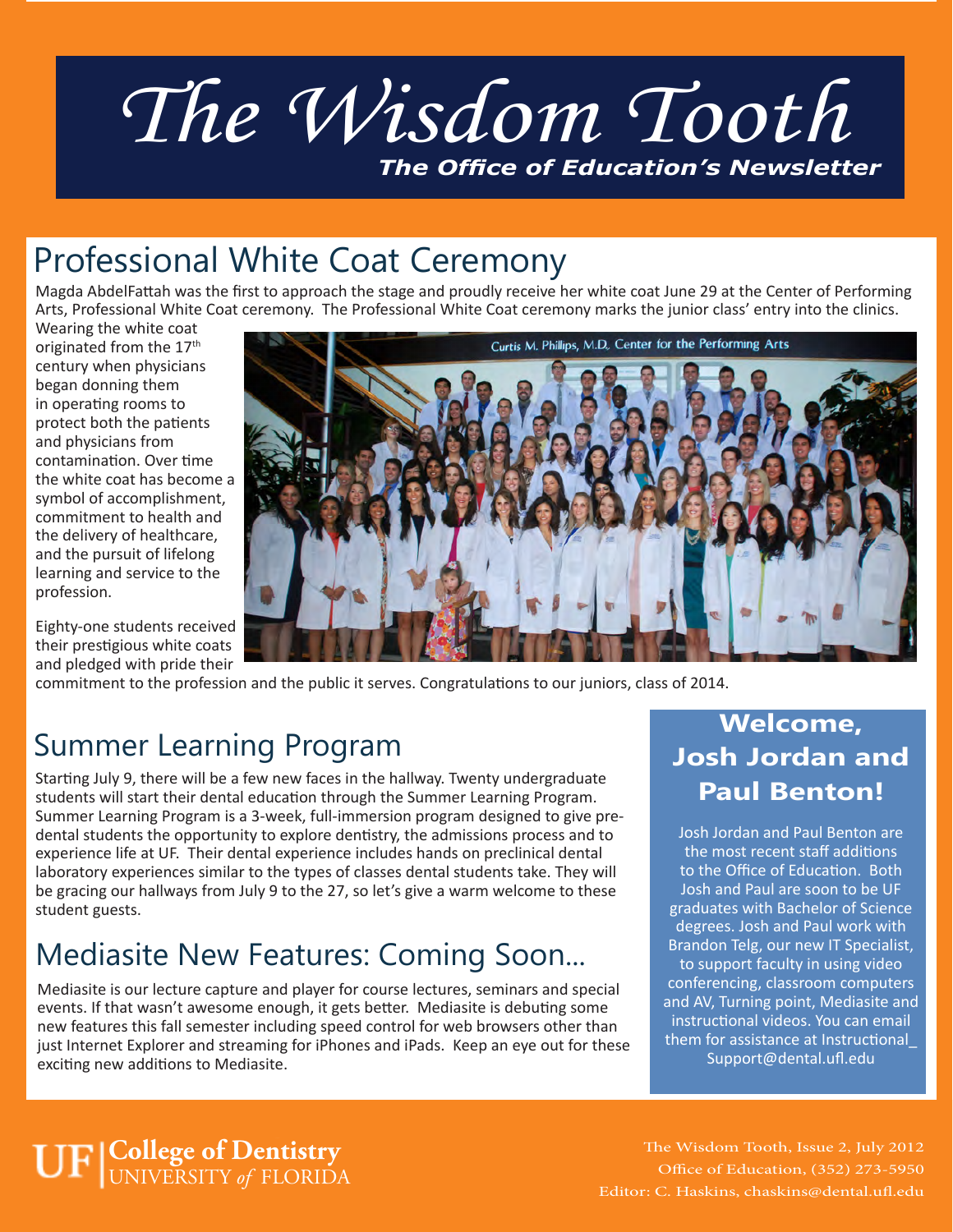# The Wisdom Tooth

***The Office of Education's Newsletter***

## Professional White Coat Ceremony

Magda AbdelFattah was the first to approach the stage and proudly receive her white coat June 29 at the Center of Performing Arts, Professional White Coat ceremony. The Professional White Coat ceremony marks the junior class' entry into the clinics. Wearing the white coat originated from the 17th century when physicians began donning them in operating rooms to protect both the patients and physicians from contamination. Over time the white coat has become a symbol of accomplishment, commitment to health and the delivery of healthcare, and the pursuit of lifelong learning and service to the profession.

Eighty-one students received their prestigious white coats and pledged with pride their commitment to the profession and the public it serves. Congratulations to our juniors, class of 2014.

## Summer Learning Program

Starting July 9, there will be a few new faces in the hallway. Twenty undergraduate students will start their dental education through the Summer Learning Program. Summer Learning Program is a 3-week, full-immersion program designed to give pre-dental students the opportunity to explore dentistry, the admissions process and to experience life at UF. Their dental experience includes hands on preclinical dental laboratory experiences similar to the types of classes dental students take. They will be gracing our hallways from July 9 to the 27, so let's give a warm welcome to these student guests.

## Mediasite New Features: Coming Soon...

Mediasite is our lecture capture and player for course lectures, seminars and special events. If that wasn't awesome enough, it gets better. Mediasite is debuting some new features this fall semester including speed control for web browsers other than just Internet Explorer and streaming for iPhones and iPads. Keep an eye out for these exciting new additions to Mediasite.

## Welcome, Josh Jordan and Paul Benton!

Josh Jordan and Paul Benton are the most recent staff additions to the Office of Education. Both Josh and Paul are soon to be UF graduates with Bachelor of Science degrees. Josh and Paul work with Brandon Telg, our new IT Specialist, to support faculty in using video conferencing, classroom computers and AV, Turning point, Mediasite and instructional videos. You can email them for assistance at Instructional_Support@dental.ufl.edu

UF | College of Dentistry, UNIVERSITY of FLORIDA

The Wisdom Tooth, Issue 2, July 2012
Office of Education, (352) 273-5950
Editor: C. Haskins, chaskins@dental.ufl.edu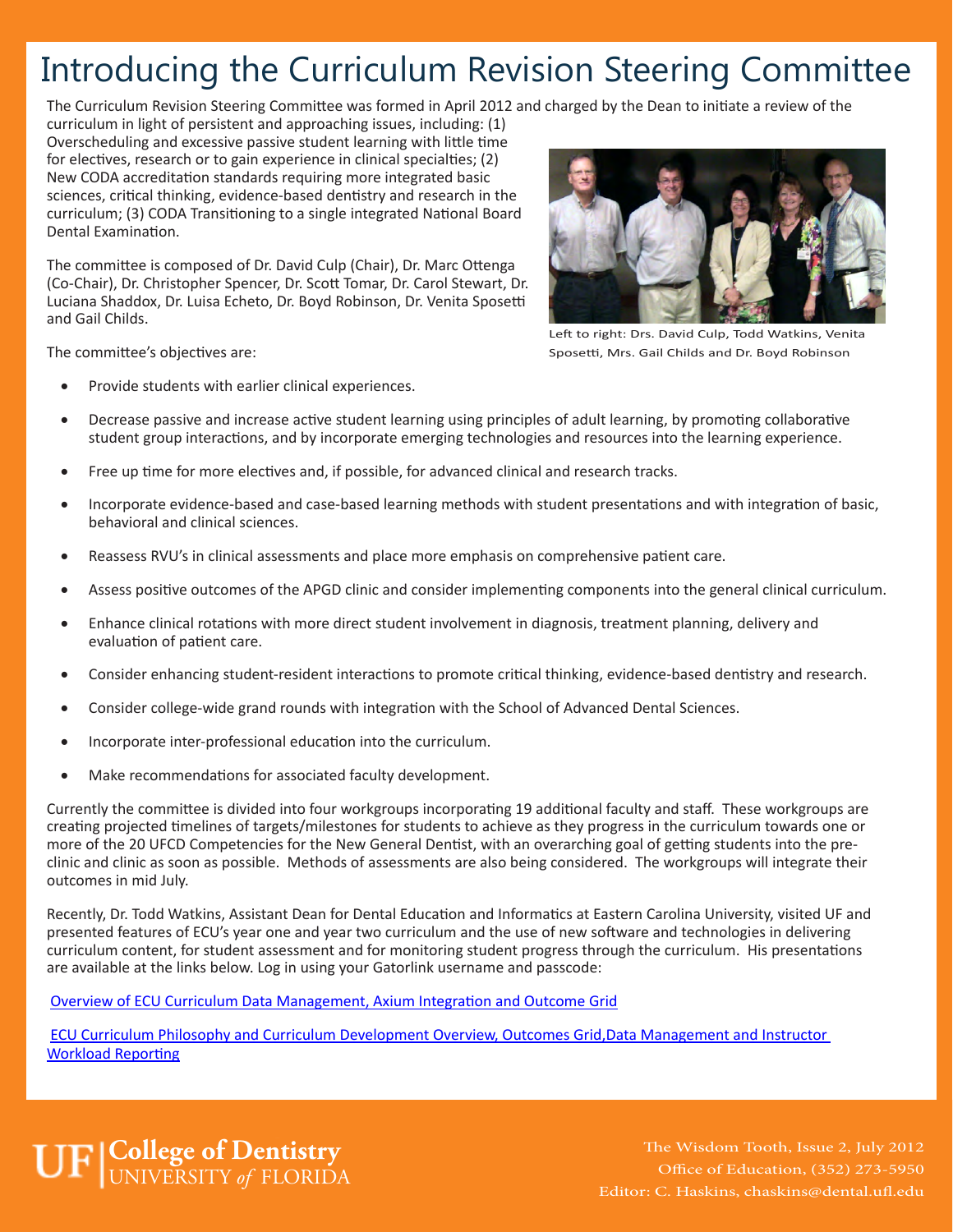# Introducing the Curriculum Revision Steering Committee

The Curriculum Revision Steering Committee was formed in April 2012 and charged by the Dean to initiate a review of the curriculum in light of persistent and approaching issues, including: (1) Overscheduling and excessive passive student learning with little time for electives, research or to gain experience in clinical specialties; (2) New CODA accreditation standards requiring more integrated basic sciences, critical thinking, evidence-based dentistry and research in the curriculum; (3) CODA Transitioning to a single integrated National Board Dental Examination.

The committee is composed of Dr. David Culp (Chair), Dr. Marc Ottenga (Co-Chair), Dr. Christopher Spencer, Dr. Scott Tomar, Dr. Carol Stewart, Dr. Luciana Shaddox, Dr. Luisa Echeto, Dr. Boyd Robinson, Dr. Venita Sposetti and Gail Childs.

Left to right: Drs. David Culp, Todd Watkins, Venita Sposetti, Mrs. Gail Childs and Dr. Boyd Robinson

The committee's objectives are:

- Provide students with earlier clinical experiences.
- Decrease passive and increase active student learning using principles of adult learning, by promoting collaborative student group interactions, and by incorporate emerging technologies and resources into the learning experience.
- Free up time for more electives and, if possible, for advanced clinical and research tracks.
- Incorporate evidence-based and case-based learning methods with student presentations and with integration of basic, behavioral and clinical sciences.
- Reassess RVU's in clinical assessments and place more emphasis on comprehensive patient care.
- Assess positive outcomes of the APGD clinic and consider implementing components into the general clinical curriculum.
- Enhance clinical rotations with more direct student involvement in diagnosis, treatment planning, delivery and evaluation of patient care.
- Consider enhancing student-resident interactions to promote critical thinking, evidence-based dentistry and research.
- Consider college-wide grand rounds with integration with the School of Advanced Dental Sciences.
- Incorporate inter-professional education into the curriculum.
- Make recommendations for associated faculty development.

Currently the committee is divided into four workgroups incorporating 19 additional faculty and staff. These workgroups are creating projected timelines of targets/milestones for students to achieve as they progress in the curriculum towards one or more of the 20 UFCD Competencies for the New General Dentist, with an overarching goal of getting students into the pre-clinic and clinic as soon as possible. Methods of assessments are also being considered. The workgroups will integrate their outcomes in mid July.

Recently, Dr. Todd Watkins, Assistant Dean for Dental Education and Informatics at Eastern Carolina University, visited UF and presented features of ECU's year one and year two curriculum and the use of new software and technologies in delivering curriculum content, for student assessment and for monitoring student progress through the curriculum. His presentations are available at the links below. Log in using your Gatorlink username and passcode:

Overview of ECU Curriculum Data Management, Axium Integration and Outcome Grid

ECU Curriculum Philosophy and Curriculum Development Overview, Outcomes Grid,Data Management and Instructor Workload Reporting

UF | College of Dentistry
UNIVERSITY *of* FLORIDA

The Wisdom Tooth, Issue 2, July 2012
Office of Education, (352) 273-5950
Editor: C. Haskins, chaskins@dental.ufl.edu